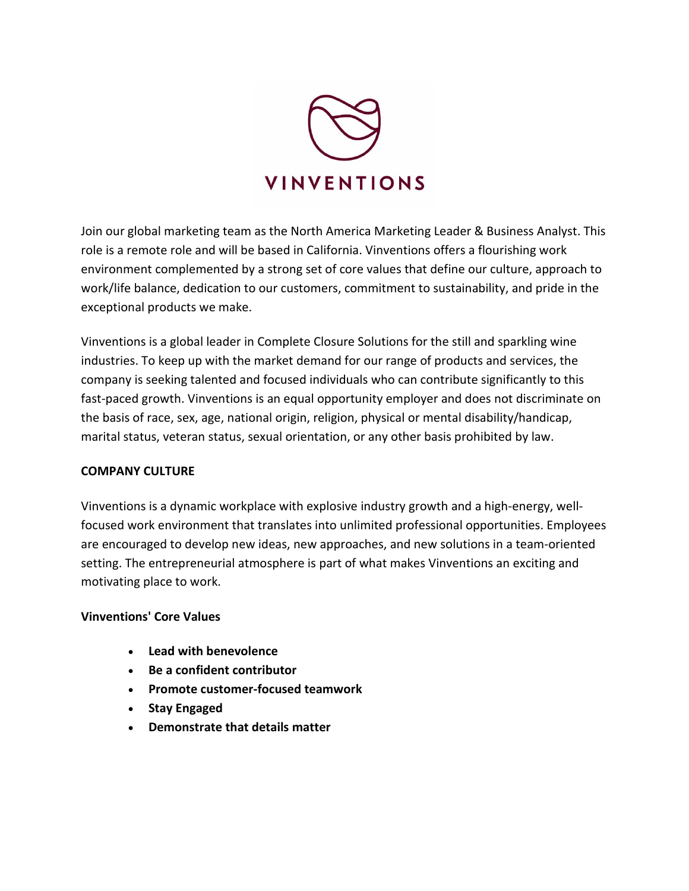VINVENTIONS

Join our global marketing team as the North America Marketing Leader & Business Analyst. This role is a remote role and will be based in California. Vinventions offers a flourishing work environment complemented by a strong set of core values that define our culture, approach to work/life balance, dedication to our customers, commitment to sustainability, and pride in the exceptional products we make.

Vinventions is a global leader in Complete Closure Solutions for the still and sparkling wine industries. To keep up with the market demand for our range of products and services, the company is seeking talented and focused individuals who can contribute significantly to this fast-paced growth. Vinventions is an equal opportunity employer and does not discriminate on the basis of race, sex, age, national origin, religion, physical or mental disability/handicap, marital status, veteran status, sexual orientation, or any other basis prohibited by law.

**COMPANY CULTURE**

Vinventions is a dynamic workplace with explosive industry growth and a high-energy, well-focused work environment that translates into unlimited professional opportunities. Employees are encouraged to develop new ideas, new approaches, and new solutions in a team-oriented setting. The entrepreneurial atmosphere is part of what makes Vinventions an exciting and motivating place to work.

**Vinventions' Core Values**

- **Lead with benevolence**
- **Be a confident contributor**
- **Promote customer-focused teamwork**
- **Stay Engaged**
- **Demonstrate that details matter**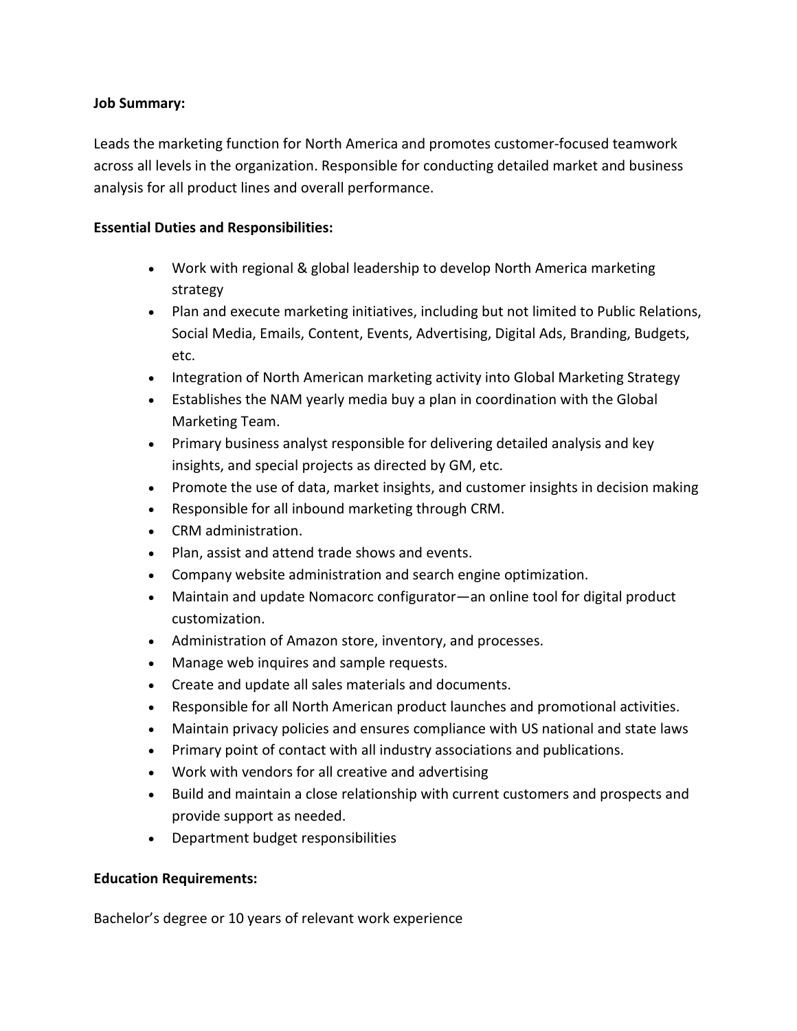**Job Summary:**

Leads the marketing function for North America and promotes customer-focused teamwork across all levels in the organization. Responsible for conducting detailed market and business analysis for all product lines and overall performance.

**Essential Duties and Responsibilities:**

- Work with regional & global leadership to develop North America marketing strategy
- Plan and execute marketing initiatives, including but not limited to Public Relations, Social Media, Emails, Content, Events, Advertising, Digital Ads, Branding, Budgets, etc.
- Integration of North American marketing activity into Global Marketing Strategy
- Establishes the NAM yearly media buy a plan in coordination with the Global Marketing Team.
- Primary business analyst responsible for delivering detailed analysis and key insights, and special projects as directed by GM, etc.
- Promote the use of data, market insights, and customer insights in decision making
- Responsible for all inbound marketing through CRM.
- CRM administration.
- Plan, assist and attend trade shows and events.
- Company website administration and search engine optimization.
- Maintain and update Nomacorc configurator—an online tool for digital product customization.
- Administration of Amazon store, inventory, and processes.
- Manage web inquires and sample requests.
- Create and update all sales materials and documents.
- Responsible for all North American product launches and promotional activities.
- Maintain privacy policies and ensures compliance with US national and state laws
- Primary point of contact with all industry associations and publications.
- Work with vendors for all creative and advertising
- Build and maintain a close relationship with current customers and prospects and provide support as needed.
- Department budget responsibilities

**Education Requirements:**

Bachelor's degree or 10 years of relevant work experience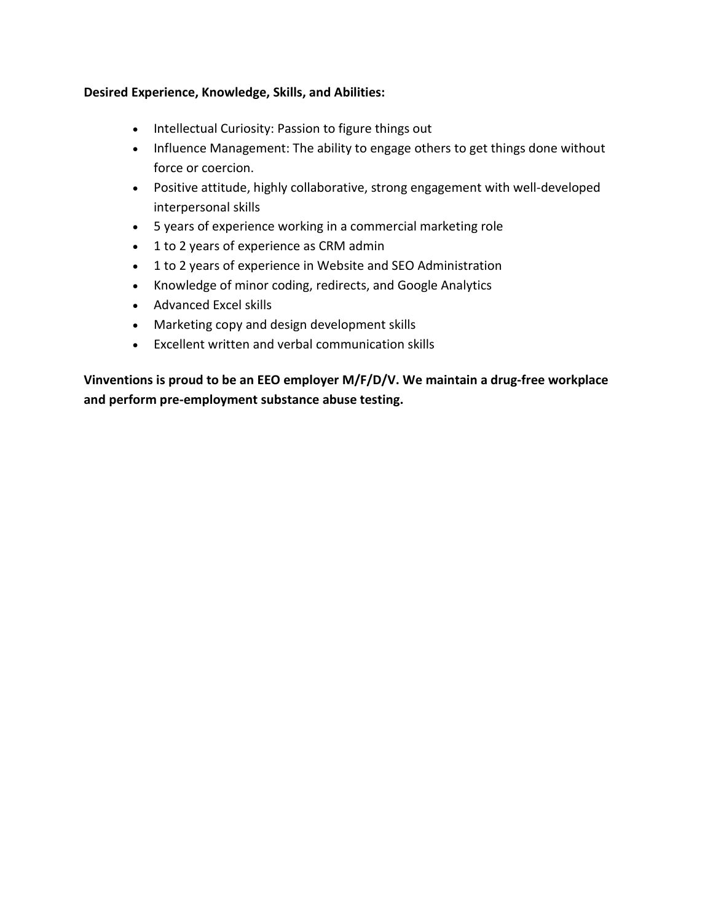**Desired Experience, Knowledge, Skills, and Abilities:**

- Intellectual Curiosity: Passion to figure things out
- Influence Management: The ability to engage others to get things done without force or coercion.
- Positive attitude, highly collaborative, strong engagement with well-developed interpersonal skills
- 5 years of experience working in a commercial marketing role
- 1 to 2 years of experience as CRM admin
- 1 to 2 years of experience in Website and SEO Administration
- Knowledge of minor coding, redirects, and Google Analytics
- Advanced Excel skills
- Marketing copy and design development skills
- Excellent written and verbal communication skills

**Vinventions is proud to be an EEO employer M/F/D/V. We maintain a drug-free workplace and perform pre-employment substance abuse testing.**